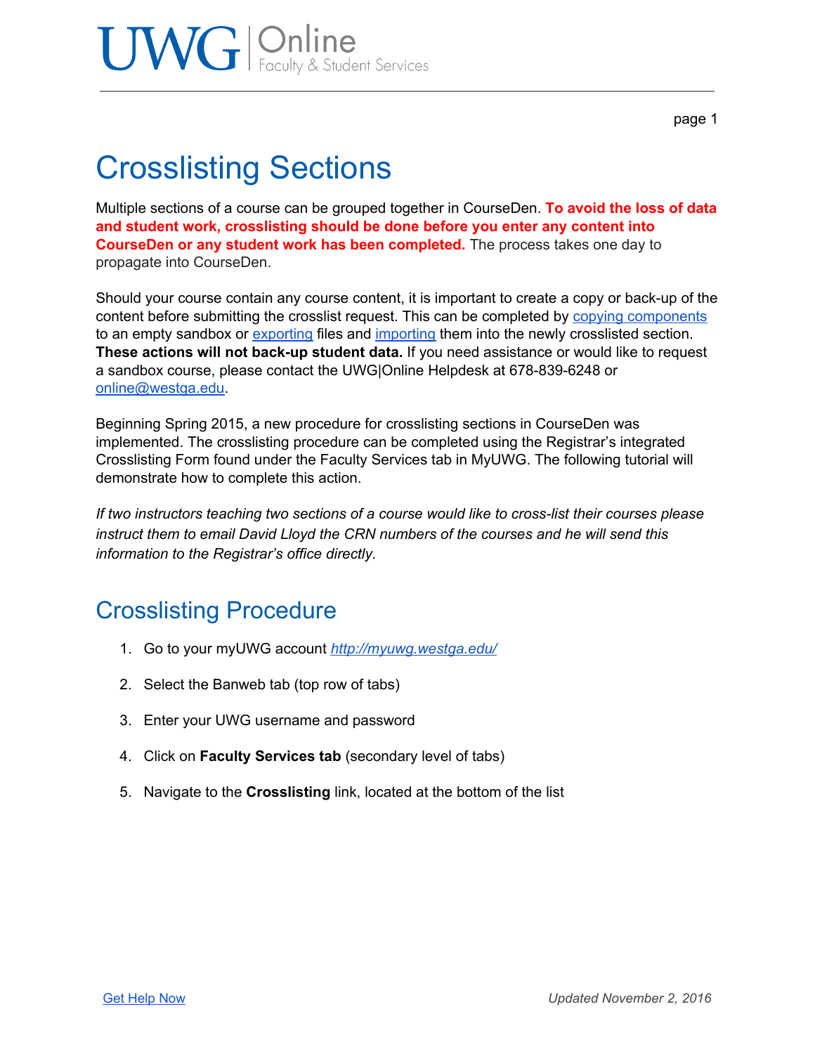# Crosslisting Sections

Multiple sections of a course can be grouped together in CourseDen. **To avoid the loss of data and student work, crosslisting should be done before you enter any content into CourseDen or any student work has been completed.** The process takes one day to propagate into CourseDen.

Should your course contain any course content, it is important to create a copy or back-up of the content before submitting the crosslist request. This can be completed by copying components to an empty sandbox or exporting files and importing them into the newly crosslisted section. **These actions will not back-up student data.** If you need assistance or would like to request a sandbox course, please contact the UWG|Online Helpdesk at 678-839-6248 or online@westga.edu.

Beginning Spring 2015, a new procedure for crosslisting sections in CourseDen was implemented. The crosslisting procedure can be completed using the Registrar's integrated Crosslisting Form found under the Faculty Services tab in MyUWG. The following tutorial will demonstrate how to complete this action.

*If two instructors teaching two sections of a course would like to cross-list their courses please instruct them to email David Lloyd the CRN numbers of the courses and he will send this information to the Registrar's office directly.*

## Crosslisting Procedure

1. Go to your myUWG account *http://myuwg.westga.edu/*
2. Select the Banweb tab (top row of tabs)
3. Enter your UWG username and password
4. Click on **Faculty Services tab** (secondary level of tabs)
5. Navigate to the **Crosslisting** link, located at the bottom of the list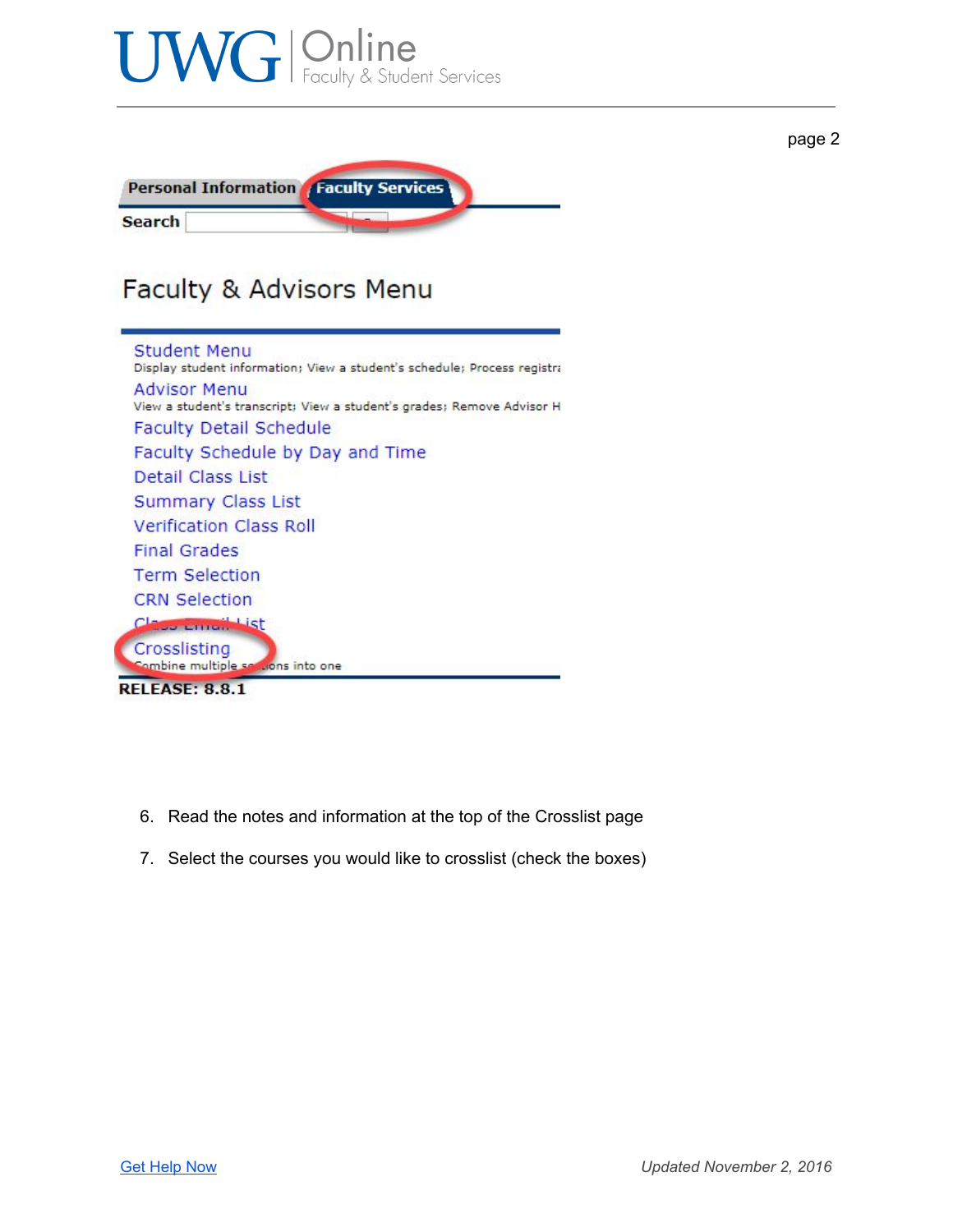6. Read the notes and information at the top of the Crosslist page
7. Select the courses you would like to crosslist (check the boxes)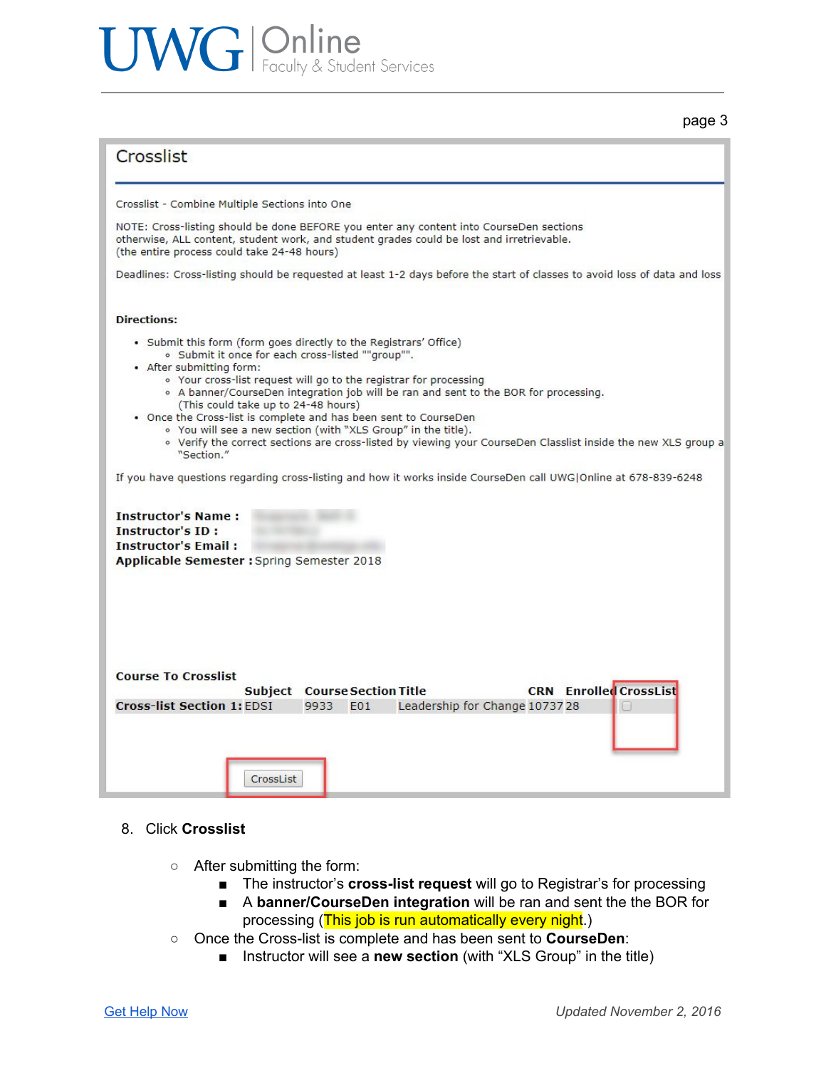## Crosslist

Crosslist - Combine Multiple Sections into One

NOTE: Cross-listing should be done BEFORE you enter any content into CourseDen sections otherwise, ALL content, student work, and student grades could be lost and irretrievable. (the entire process could take 24-48 hours)

Deadlines: Cross-listing should be requested at least 1-2 days before the start of classes to avoid loss of data and loss

**Directions:**

- Submit this form (form goes directly to the Registrars' Office)
  - Submit it once for each cross-listed ""group"".
- After submitting form:
  - Your cross-list request will go to the registrar for processing
  - A banner/CourseDen integration job will be ran and sent to the BOR for processing. (This could take up to 24-48 hours)
- Once the Cross-list is complete and has been sent to CourseDen
  - You will see a new section (with "XLS Group" in the title).
  - Verify the correct sections are cross-listed by viewing your CourseDen Classlist inside the new XLS group a "Section."

If you have questions regarding cross-listing and how it works inside CourseDen call UWG|Online at 678-839-6248

**Instructor's Name :**
**Instructor's ID :**
**Instructor's Email :**
**Applicable Semester :** Spring Semester 2018

**Course To Crosslist**

| | Subject | Course | Section | Title | CRN | Enrolled | CrossList |
|---|---|---|---|---|---|---|---|
| **Cross-list Section 1:** | EDSI | 9933 | E01 | Leadership for Change | 10737 | 28 | ☐ |

CrossList

8. Click **Crosslist**
   - After submitting the form:
     - The instructor's **cross-list request** will go to Registrar's for processing
     - A **banner/CourseDen integration** will be ran and sent to the the BOR for processing (This job is run automatically every night.)
   - Once the Cross-list is complete and has been sent to **CourseDen**:
     - Instructor will see a **new section** (with "XLS Group" in the title)

Get Help Now

*Updated November 2, 2016*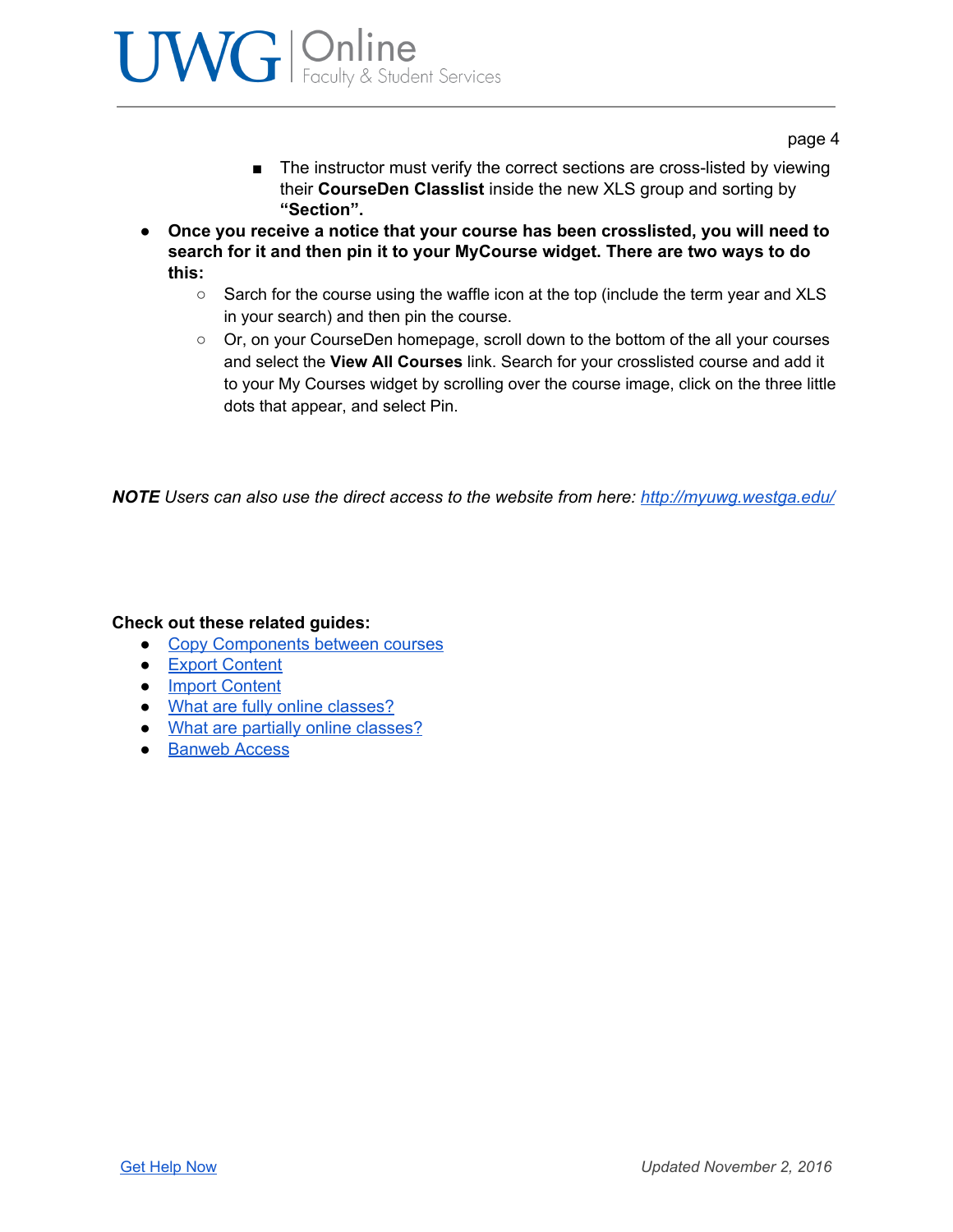- The instructor must verify the correct sections are cross-listed by viewing their **CourseDen Classlist** inside the new XLS group and sorting by **"Section".**
- **Once you receive a notice that your course has been crosslisted, you will need to search for it and then pin it to your MyCourse widget. There are two ways to do this:**
    - Sarch for the course using the waffle icon at the top (include the term year and XLS in your search) and then pin the course.
    - Or, on your CourseDen homepage, scroll down to the bottom of the all your courses and select the **View All Courses** link. Search for your crosslisted course and add it to your My Courses widget by scrolling over the course image, click on the three little dots that appear, and select Pin.

***NOTE*** *Users can also use the direct access to the website from here: [http://myuwg.westga.edu/](http://myuwg.westga.edu/)*

**Check out these related guides:**

- [Copy Components between courses]()
- [Export Content]()
- [Import Content]()
- [What are fully online classes?]()
- [What are partially online classes?]()
- [Banweb Access]()

[Get Help Now]()

*Updated November 2, 2016*